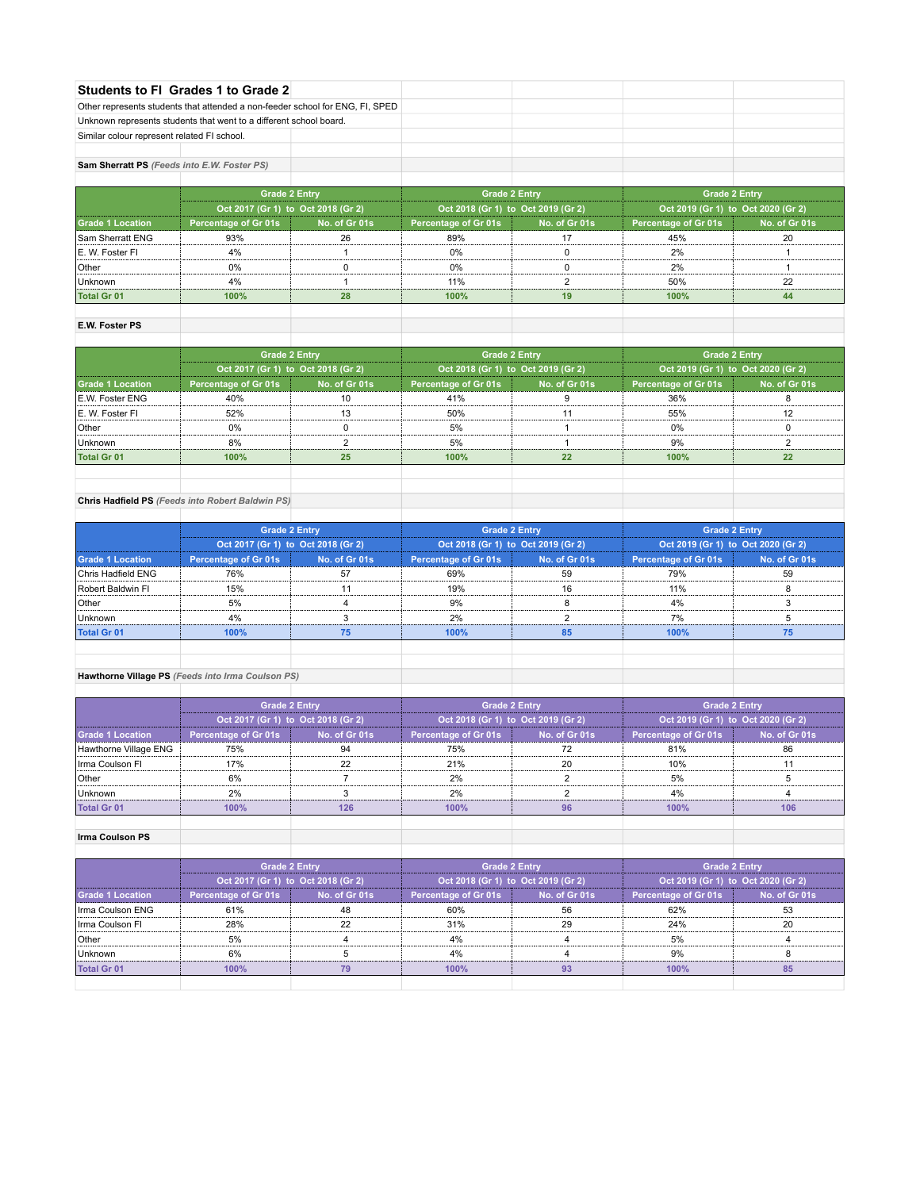# Students to FI Grades 1 to Grade 2

Other represents students that attended a non-feeder school for ENG, FI, SPED

Unknown represents students that went to a different school board.

Similar colour represent related FI school.

**Sam Sherratt PS** *(Feeds into E.W. Foster PS)*

| | Grade 2 Entry | | Grade 2 Entry | | Grade 2 Entry | |
|---|---|---|---|---|---|---|
| | Oct 2017 (Gr 1) to Oct 2018 (Gr 2) | | Oct 2018 (Gr 1) to Oct 2019 (Gr 2) | | Oct 2019 (Gr 1) to Oct 2020 (Gr 2) | |
| **Grade 1 Location** | **Percentage of Gr 01s** | **No. of Gr 01s** | **Percentage of Gr 01s** | **No. of Gr 01s** | **Percentage of Gr 01s** | **No. of Gr 01s** |
| Sam Sherratt ENG | 93% | 26 | 89% | 17 | 45% | 20 |
| E. W. Foster FI | 4% | 1 | 0% | 0 | 2% | 1 |
| Other | 0% | 0 | 0% | 0 | 2% | 1 |
| Unknown | 4% | 1 | 11% | 2 | 50% | 22 |
| **Total Gr 01** | **100%** | **28** | **100%** | **19** | **100%** | **44** |

**E.W. Foster PS**

| | Grade 2 Entry | | Grade 2 Entry | | Grade 2 Entry | |
|---|---|---|---|---|---|---|
| | Oct 2017 (Gr 1) to Oct 2018 (Gr 2) | | Oct 2018 (Gr 1) to Oct 2019 (Gr 2) | | Oct 2019 (Gr 1) to Oct 2020 (Gr 2) | |
| **Grade 1 Location** | **Percentage of Gr 01s** | **No. of Gr 01s** | **Percentage of Gr 01s** | **No. of Gr 01s** | **Percentage of Gr 01s** | **No. of Gr 01s** |
| E.W. Foster ENG | 40% | 10 | 41% | 9 | 36% | 8 |
| E. W. Foster FI | 52% | 13 | 50% | 11 | 55% | 12 |
| Other | 0% | 0 | 5% | 1 | 0% | 0 |
| Unknown | 8% | 2 | 5% | 1 | 9% | 2 |
| **Total Gr 01** | **100%** | **25** | **100%** | **22** | **100%** | **22** |

**Chris Hadfield PS** *(Feeds into Robert Baldwin PS)*

| | Grade 2 Entry | | Grade 2 Entry | | Grade 2 Entry | |
|---|---|---|---|---|---|---|
| | Oct 2017 (Gr 1) to Oct 2018 (Gr 2) | | Oct 2018 (Gr 1) to Oct 2019 (Gr 2) | | Oct 2019 (Gr 1) to Oct 2020 (Gr 2) | |
| **Grade 1 Location** | **Percentage of Gr 01s** | **No. of Gr 01s** | **Percentage of Gr 01s** | **No. of Gr 01s** | **Percentage of Gr 01s** | **No. of Gr 01s** |
| Chris Hadfield ENG | 76% | 57 | 69% | 59 | 79% | 59 |
| Robert Baldwin FI | 15% | 11 | 19% | 16 | 11% | 8 |
| Other | 5% | 4 | 9% | 8 | 4% | 3 |
| Unknown | 4% | 3 | 2% | 2 | 7% | 5 |
| **Total Gr 01** | **100%** | **75** | **100%** | **85** | **100%** | **75** |

**Hawthorne Village PS** *(Feeds into Irma Coulson PS)*

| | Grade 2 Entry | | Grade 2 Entry | | Grade 2 Entry | |
|---|---|---|---|---|---|---|
| | Oct 2017 (Gr 1) to Oct 2018 (Gr 2) | | Oct 2018 (Gr 1) to Oct 2019 (Gr 2) | | Oct 2019 (Gr 1) to Oct 2020 (Gr 2) | |
| **Grade 1 Location** | **Percentage of Gr 01s** | **No. of Gr 01s** | **Percentage of Gr 01s** | **No. of Gr 01s** | **Percentage of Gr 01s** | **No. of Gr 01s** |
| Hawthorne Village ENG | 75% | 94 | 75% | 72 | 81% | 86 |
| Irma Coulson FI | 17% | 22 | 21% | 20 | 10% | 11 |
| Other | 6% | 7 | 2% | 2 | 5% | 5 |
| Unknown | 2% | 3 | 2% | 2 | 4% | 4 |
| **Total Gr 01** | **100%** | **126** | **100%** | **96** | **100%** | **106** |

**Irma Coulson PS**

| | Grade 2 Entry | | Grade 2 Entry | | Grade 2 Entry | |
|---|---|---|---|---|---|---|
| | Oct 2017 (Gr 1) to Oct 2018 (Gr 2) | | Oct 2018 (Gr 1) to Oct 2019 (Gr 2) | | Oct 2019 (Gr 1) to Oct 2020 (Gr 2) | |
| **Grade 1 Location** | **Percentage of Gr 01s** | **No. of Gr 01s** | **Percentage of Gr 01s** | **No. of Gr 01s** | **Percentage of Gr 01s** | **No. of Gr 01s** |
| Irma Coulson ENG | 61% | 48 | 60% | 56 | 62% | 53 |
| Irma Coulson FI | 28% | 22 | 31% | 29 | 24% | 20 |
| Other | 5% | 4 | 4% | 4 | 5% | 4 |
| Unknown | 6% | 5 | 4% | 4 | 9% | 8 |
| **Total Gr 01** | **100%** | **79** | **100%** | **93** | **100%** | **85** |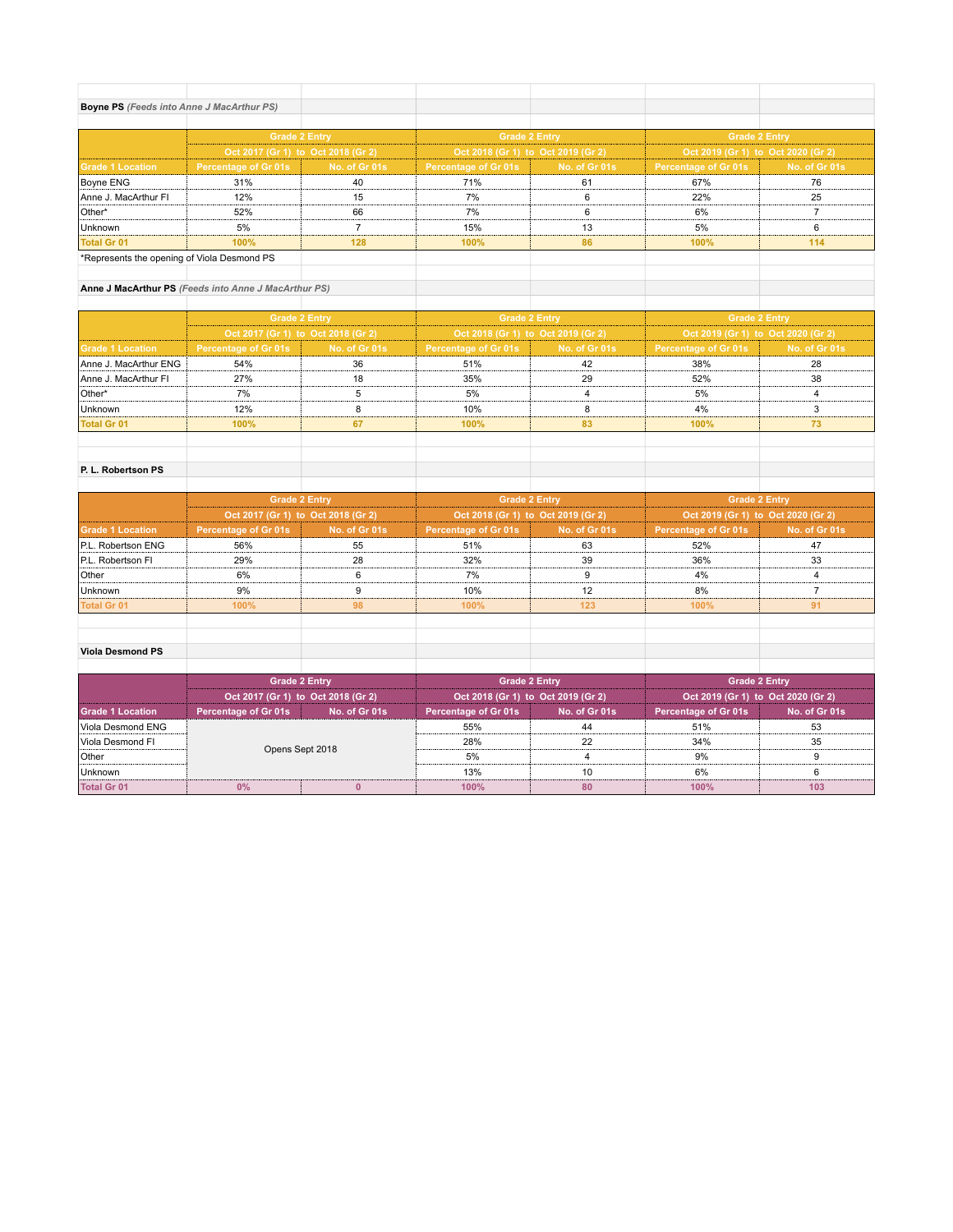**Boyne PS** *(Feeds into Anne J MacArthur PS)*

| | Grade 2 Entry Oct 2017 (Gr 1) to Oct 2018 (Gr 2) | | Grade 2 Entry Oct 2018 (Gr 1) to Oct 2019 (Gr 2) | | Grade 2 Entry Oct 2019 (Gr 1) to Oct 2020 (Gr 2) | |
|---|---|---|---|---|---|---|
| Grade 1 Location | Percentage of Gr 01s | No. of Gr 01s | Percentage of Gr 01s | No. of Gr 01s | Percentage of Gr 01s | No. of Gr 01s |
| Boyne ENG | 31% | 40 | 71% | 61 | 67% | 76 |
| Anne J. MacArthur FI | 12% | 15 | 7% | 6 | 22% | 25 |
| Other* | 52% | 66 | 7% | 6 | 6% | 7 |
| Unknown | 5% | 7 | 15% | 13 | 5% | 6 |
| Total Gr 01 | 100% | 128 | 100% | 86 | 100% | 114 |

*Represents the opening of Viola Desmond PS

**Anne J MacArthur PS** *(Feeds into Anne J MacArthur PS)*

| | Grade 2 Entry Oct 2017 (Gr 1) to Oct 2018 (Gr 2) | | Grade 2 Entry Oct 2018 (Gr 1) to Oct 2019 (Gr 2) | | Grade 2 Entry Oct 2019 (Gr 1) to Oct 2020 (Gr 2) | |
|---|---|---|---|---|---|---|
| Grade 1 Location | Percentage of Gr 01s | No. of Gr 01s | Percentage of Gr 01s | No. of Gr 01s | Percentage of Gr 01s | No. of Gr 01s |
| Anne J. MacArthur ENG | 54% | 36 | 51% | 42 | 38% | 28 |
| Anne J. MacArthur FI | 27% | 18 | 35% | 29 | 52% | 38 |
| Other* | 7% | 5 | 5% | 4 | 5% | 4 |
| Unknown | 12% | 8 | 10% | 8 | 4% | 3 |
| Total Gr 01 | 100% | 67 | 100% | 83 | 100% | 73 |

**P. L. Robertson PS**

| | Grade 2 Entry Oct 2017 (Gr 1) to Oct 2018 (Gr 2) | | Grade 2 Entry Oct 2018 (Gr 1) to Oct 2019 (Gr 2) | | Grade 2 Entry Oct 2019 (Gr 1) to Oct 2020 (Gr 2) | |
|---|---|---|---|---|---|---|
| Grade 1 Location | Percentage of Gr 01s | No. of Gr 01s | Percentage of Gr 01s | No. of Gr 01s | Percentage of Gr 01s | No. of Gr 01s |
| P.L. Robertson ENG | 56% | 55 | 51% | 63 | 52% | 47 |
| P.L. Robertson FI | 29% | 28 | 32% | 39 | 36% | 33 |
| Other | 6% | 6 | 7% | 9 | 4% | 4 |
| Unknown | 9% | 9 | 10% | 12 | 8% | 7 |
| Total Gr 01 | 100% | 98 | 100% | 123 | 100% | 91 |

**Viola Desmond PS**

| | Grade 2 Entry Oct 2017 (Gr 1) to Oct 2018 (Gr 2) | | Grade 2 Entry Oct 2018 (Gr 1) to Oct 2019 (Gr 2) | | Grade 2 Entry Oct 2019 (Gr 1) to Oct 2020 (Gr 2) | |
|---|---|---|---|---|---|---|
| Grade 1 Location | Percentage of Gr 01s | No. of Gr 01s | Percentage of Gr 01s | No. of Gr 01s | Percentage of Gr 01s | No. of Gr 01s |
| Viola Desmond ENG | Opens Sept 2018 | | 55% | 44 | 51% | 53 |
| Viola Desmond FI | | | 28% | 22 | 34% | 35 |
| Other | | | 5% | 4 | 9% | 9 |
| Unknown | | | 13% | 10 | 6% | 6 |
| Total Gr 01 | 0% | 0 | 100% | 80 | 100% | 103 |